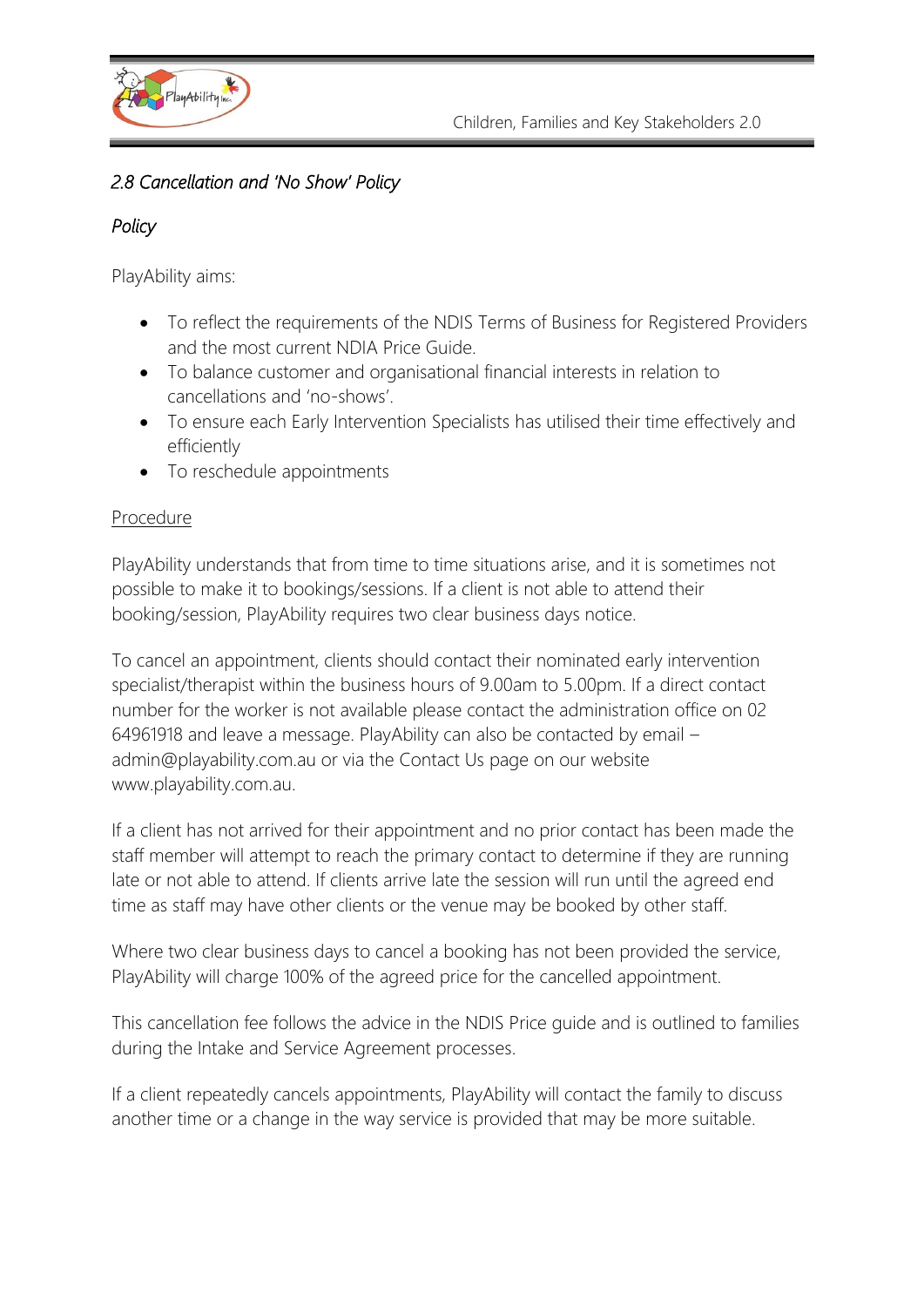## *2.8 Cancellation and 'No Show' Policy*

### *Policy*

PlayAbility aims:

- To reflect the requirements of the NDIS Terms of Business for Registered Providers and the most current NDIA Price Guide.
- To balance customer and organisational financial interests in relation to cancellations and 'no-shows'.
- To ensure each Early Intervention Specialists has utilised their time effectively and efficiently
- To reschedule appointments

### Procedure

PlayAbility understands that from time to time situations arise, and it is sometimes not possible to make it to bookings/sessions. If a client is not able to attend their booking/session, PlayAbility requires two clear business days notice.

To cancel an appointment, clients should contact their nominated early intervention specialist/therapist within the business hours of 9.00am to 5.00pm. If a direct contact number for the worker is not available please contact the administration office on 02 64961918 and leave a message. PlayAbility can also be contacted by email – admin@playability.com.au or via the Contact Us page on our website www.playability.com.au.

If a client has not arrived for their appointment and no prior contact has been made the staff member will attempt to reach the primary contact to determine if they are running late or not able to attend. If clients arrive late the session will run until the agreed end time as staff may have other clients or the venue may be booked by other staff.

Where two clear business days to cancel a booking has not been provided the service, PlayAbility will charge 100% of the agreed price for the cancelled appointment.

This cancellation fee follows the advice in the NDIS Price guide and is outlined to families during the Intake and Service Agreement processes.

If a client repeatedly cancels appointments, PlayAbility will contact the family to discuss another time or a change in the way service is provided that may be more suitable.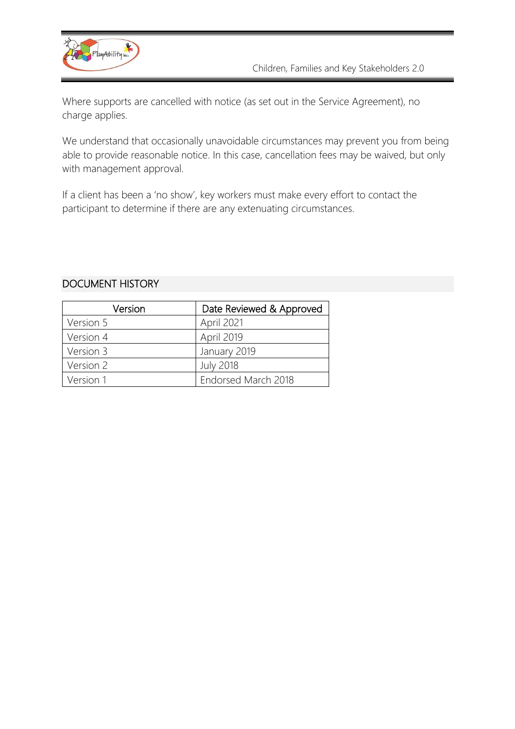Where supports are cancelled with notice (as set out in the Service Agreement), no charge applies.

We understand that occasionally unavoidable circumstances may prevent you from being able to provide reasonable notice. In this case, cancellation fees may be waived, but only with management approval.

If a client has been a 'no show', key workers must make every effort to contact the participant to determine if there are any extenuating circumstances.

## DOCUMENT HISTORY

| Version | Date Reviewed & Approved |
| --- | --- |
| Version 5 | April 2021 |
| Version 4 | April 2019 |
| Version 3 | January 2019 |
| Version 2 | July 2018 |
| Version 1 | Endorsed March 2018 |